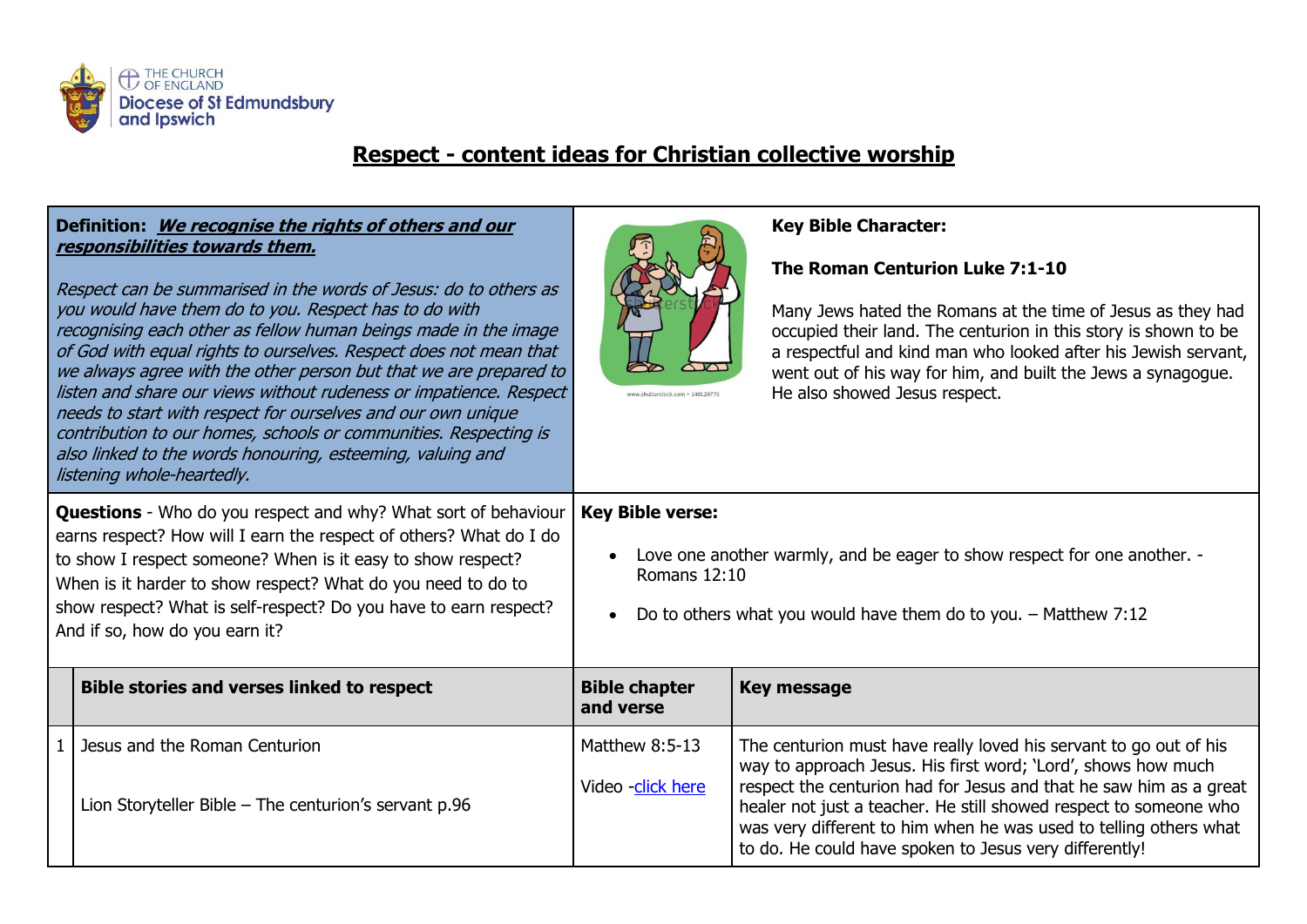THE CHURCH OF ENGLAND
Diocese of St Edmundsbury and Ipswich

# Respect - content ideas for Christian collective worship

**Definition:** ***We recognise the rights of others and our responsibilities towards them.***

*Respect can be summarised in the words of Jesus: do to others as you would have them do to you. Respect has to do with recognising each other as fellow human beings made in the image of God with equal rights to ourselves. Respect does not mean that we always agree with the other person but that we are prepared to listen and share our views without rudeness or impatience. Respect needs to start with respect for ourselves and our own unique contribution to our homes, schools or communities. Respecting is also linked to the words honouring, esteeming, valuing and listening whole-heartedly.*

**Key Bible Character:**

**The Roman Centurion Luke 7:1-10**

Many Jews hated the Romans at the time of Jesus as they had occupied their land. The centurion in this story is shown to be a respectful and kind man who looked after his Jewish servant, went out of his way for him, and built the Jews a synagogue. He also showed Jesus respect.

**Questions** - Who do you respect and why? What sort of behaviour earns respect? How will I earn the respect of others? What do I do to show I respect someone? When is it easy to show respect? When is it harder to show respect? What do you need to do to show respect? What is self-respect? Do you have to earn respect? And if so, how do you earn it?

**Key Bible verse:**

- Love one another warmly, and be eager to show respect for one another. - Romans 12:10
- Do to others what you would have them do to you. – Matthew 7:12

| | **Bible stories and verses linked to respect** | **Bible chapter and verse** | **Key message** |
|---|---|---|---|
| 1 | Jesus and the Roman Centurion<br><br>Lion Storyteller Bible – The centurion's servant p.96 | Matthew 8:5-13<br><br>Video -click here | The centurion must have really loved his servant to go out of his way to approach Jesus. His first word; 'Lord', shows how much respect the centurion had for Jesus and that he saw him as a great healer not just a teacher. He still showed respect to someone who was very different to him when he was used to telling others what to do. He could have spoken to Jesus very differently! |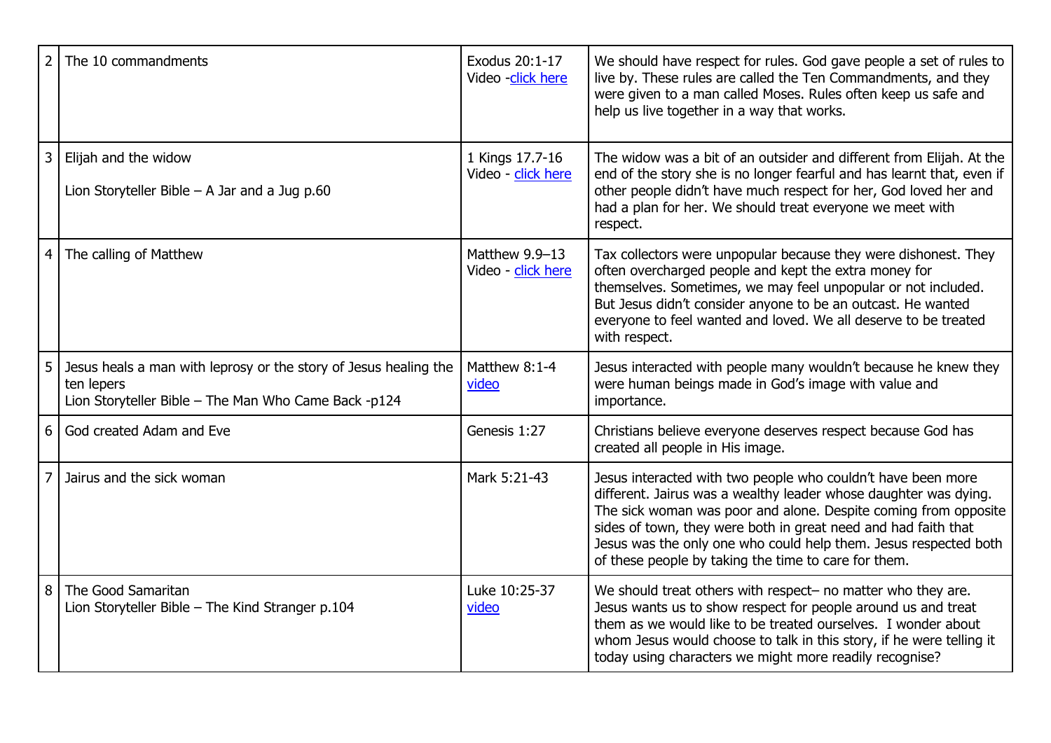| | | | |
|---|---|---|---|
| 2 | The 10 commandments | Exodus 20:1-17<br>Video -click here | We should have respect for rules. God gave people a set of rules to live by. These rules are called the Ten Commandments, and they were given to a man called Moses. Rules often keep us safe and help us live together in a way that works. |
| 3 | Elijah and the widow<br><br>Lion Storyteller Bible – A Jar and a Jug p.60 | 1 Kings 17.7-16<br>Video - click here | The widow was a bit of an outsider and different from Elijah. At the end of the story she is no longer fearful and has learnt that, even if other people didn't have much respect for her, God loved her and had a plan for her. We should treat everyone we meet with respect. |
| 4 | The calling of Matthew | Matthew 9.9–13<br>Video - click here | Tax collectors were unpopular because they were dishonest. They often overcharged people and kept the extra money for themselves. Sometimes, we may feel unpopular or not included. But Jesus didn't consider anyone to be an outcast. He wanted everyone to feel wanted and loved. We all deserve to be treated with respect. |
| 5 | Jesus heals a man with leprosy or the story of Jesus healing the ten lepers<br>Lion Storyteller Bible – The Man Who Came Back -p124 | Matthew 8:1-4<br>video | Jesus interacted with people many wouldn't because he knew they were human beings made in God's image with value and importance. |
| 6 | God created Adam and Eve | Genesis 1:27 | Christians believe everyone deserves respect because God has created all people in His image. |
| 7 | Jairus and the sick woman | Mark 5:21-43 | Jesus interacted with two people who couldn't have been more different. Jairus was a wealthy leader whose daughter was dying. The sick woman was poor and alone. Despite coming from opposite sides of town, they were both in great need and had faith that Jesus was the only one who could help them. Jesus respected both of these people by taking the time to care for them. |
| 8 | The Good Samaritan<br>Lion Storyteller Bible – The Kind Stranger p.104 | Luke 10:25-37<br>video | We should treat others with respect– no matter who they are. Jesus wants us to show respect for people around us and treat them as we would like to be treated ourselves. I wonder about whom Jesus would choose to talk in this story, if he were telling it today using characters we might more readily recognise? |